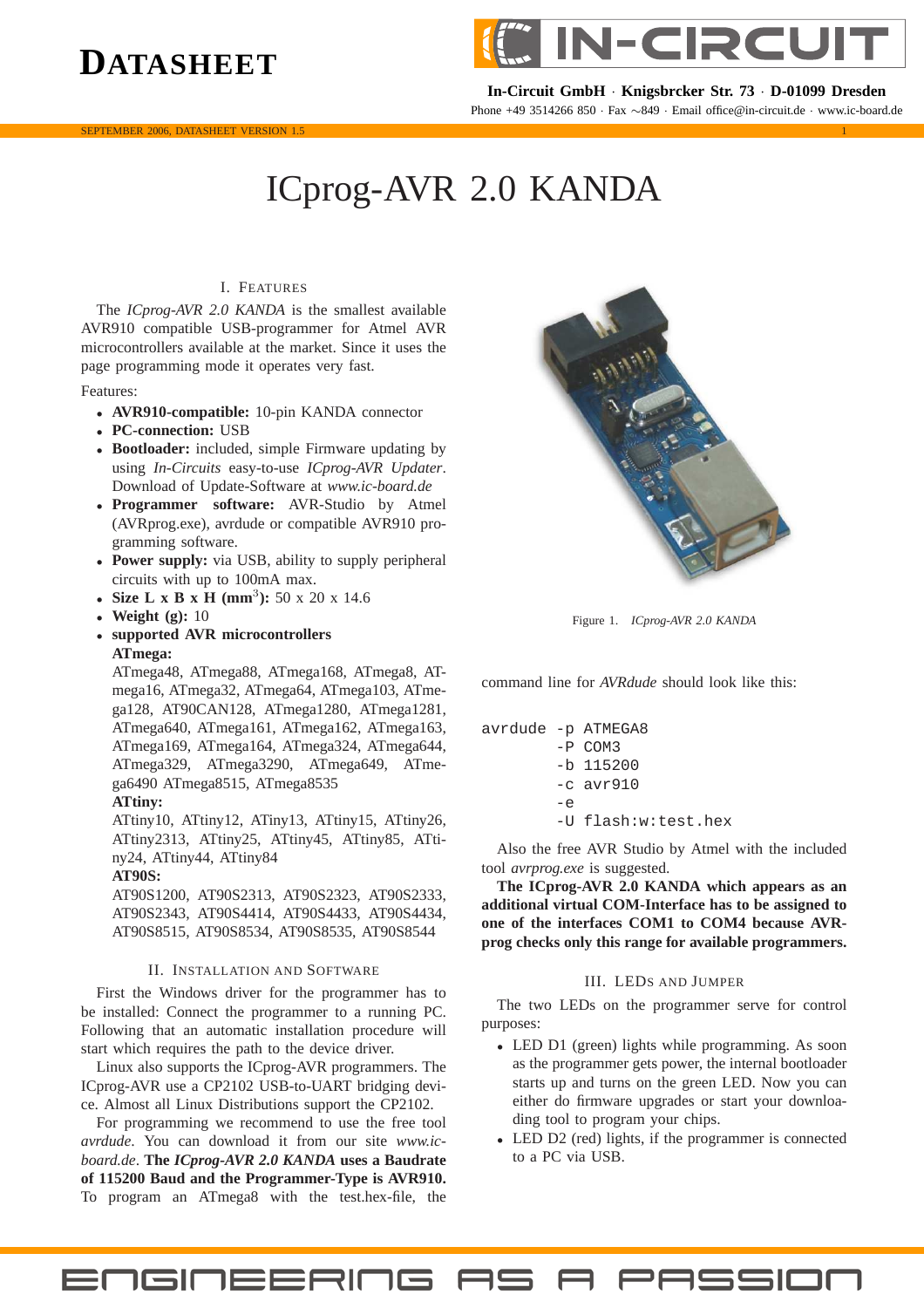# DATASHEET

In-Circuit GmbH · Knigsbrcker Str. 73 · D-01099 Dresden
Phone +49 3514266 850 · Fax ∼849 · Email office@in-circuit.de · www.ic-board.de

SEPTEMBER 2006, DATASHEET VERSION 1.5

# ICprog-AVR 2.0 KANDA

## I. FEATURES

The *ICprog-AVR 2.0 KANDA* is the smallest available AVR910 compatible USB-programmer for Atmel AVR microcontrollers available at the market. Since it uses the page programming mode it operates very fast.

Features:

- **AVR910-compatible:** 10-pin KANDA connector
- **PC-connection:** USB
- **Bootloader:** included, simple Firmware updating by using *In-Circuits* easy-to-use *ICprog-AVR Updater*. Download of Update-Software at *www.ic-board.de*
- **Programmer software:** AVR-Studio by Atmel (AVRprog.exe), avrdude or compatible AVR910 programming software.
- **Power supply:** via USB, ability to supply peripheral circuits with up to 100mA max.
- **Size L x B x H ($mm^3$):** 50 x 20 x 14.6
- **Weight (g):** 10
- **supported AVR microcontrollers**
  **ATmega:**
  ATmega48, ATmega88, ATmega168, ATmega8, ATmega16, ATmega32, ATmega64, ATmega103, ATmega128, AT90CAN128, ATmega1280, ATmega1281, ATmega640, ATmega161, ATmega162, ATmega163, ATmega169, ATmega164, ATmega324, ATmega644, ATmega329, ATmega3290, ATmega649, ATmega6490 ATmega8515, ATmega8535
  **ATtiny:**
  ATtiny10, ATtiny12, ATiny13, ATtiny15, ATtiny26, ATtiny2313, ATtiny25, ATtiny45, ATtiny85, ATtiny24, ATtiny44, ATtiny84
  **AT90S:**
  AT90S1200, AT90S2313, AT90S2323, AT90S2333, AT90S2343, AT90S4414, AT90S4433, AT90S4434, AT90S8515, AT90S8534, AT90S8535, AT90S8544

Figure 1. *ICprog-AVR 2.0 KANDA*

## II. INSTALLATION AND SOFTWARE

First the Windows driver for the programmer has to be installed: Connect the programmer to a running PC. Following that an automatic installation procedure will start which requires the path to the device driver.

Linux also supports the ICprog-AVR programmers. The ICprog-AVR use a CP2102 USB-to-UART bridging device. Almost all Linux Distributions support the CP2102.

For programming we recommend to use the free tool *avrdude*. You can download it from our site *www.ic-board.de*. **The *ICprog-AVR 2.0 KANDA* uses a Baudrate of 115200 Baud and the Programmer-Type is AVR910.** To program an ATmega8 with the test.hex-file, the command line for *AVRdude* should look like this:

```
avrdude -p ATMEGA8
        -P COM3
        -b 115200
        -c avr910
        -e
        -U flash:w:test.hex
```

Also the free AVR Studio by Atmel with the included tool *avrprog.exe* is suggested.

**The ICprog-AVR 2.0 KANDA which appears as an additional virtual COM-Interface has to be assigned to one of the interfaces COM1 to COM4 because AVRprog checks only this range for available programmers.**

## III. LEDS AND JUMPER

The two LEDs on the programmer serve for control purposes:

- LED D1 (green) lights while programming. As soon as the programmer gets power, the internal bootloader starts up and turns on the green LED. Now you can either do firmware upgrades or start your downloading tool to program your chips.
- LED D2 (red) lights, if the programmer is connected to a PC via USB.

ENGINEERING AS A PASSION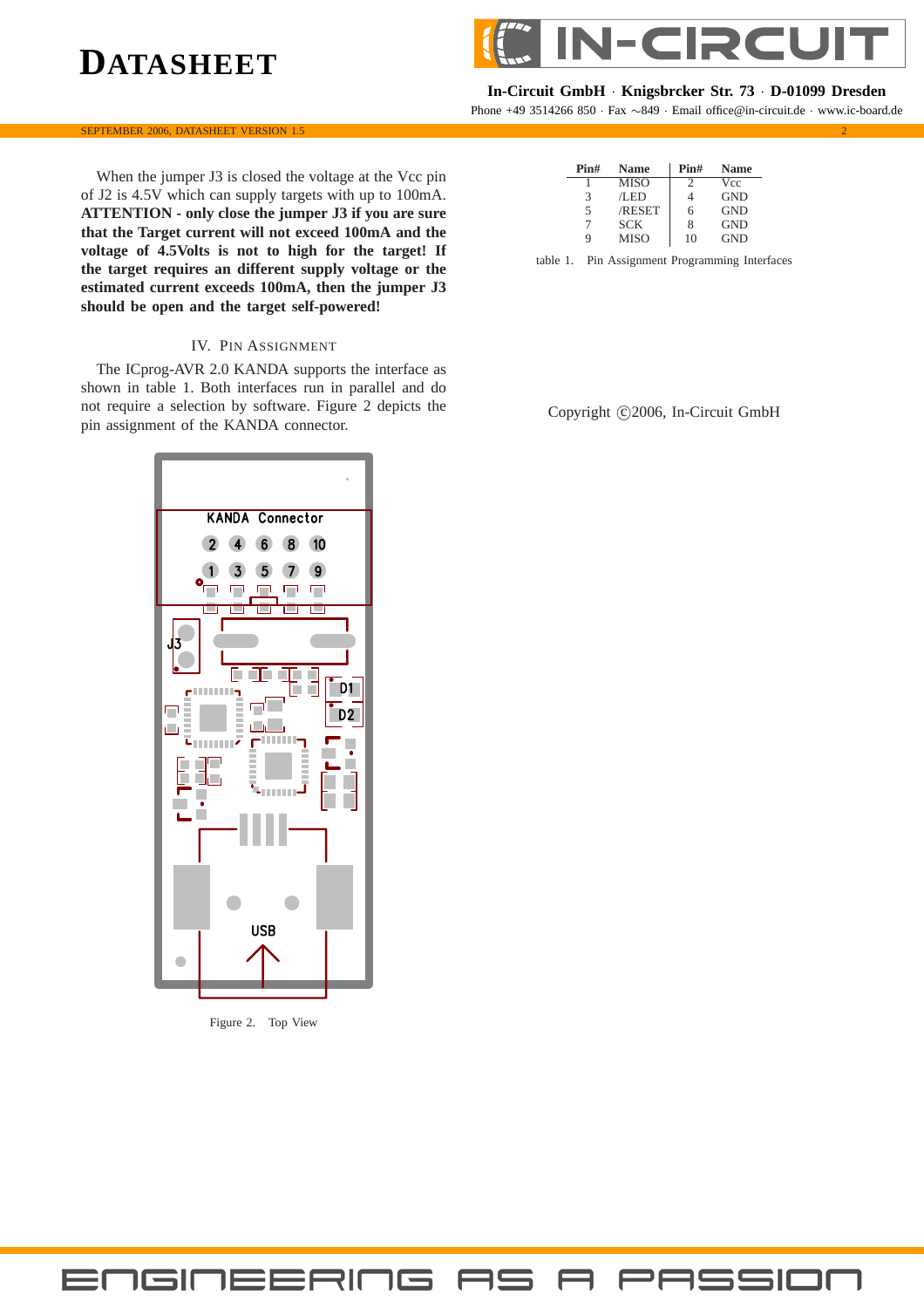When the jumper J3 is closed the voltage at the Vcc pin of J2 is 4.5V which can supply targets with up to 100mA. **ATTENTION - only close the jumper J3 if you are sure that the Target current will not exceed 100mA and the voltage of 4.5Volts is not to high for the target! If the target requires an different supply voltage or the estimated current exceeds 100mA, then the jumper J3 should be open and the target self-powered!**

## IV. Pin Assignment

The ICprog-AVR 2.0 KANDA supports the interface as shown in table 1. Both interfaces run in parallel and do not require a selection by software. Figure 2 depicts the pin assignment of the KANDA connector.

KANDA Connector

2 4 6 8 10

1 3 5 7 9

J3

D1

D2

USB

Figure 2. Top View

| Pin# | Name | Pin# | Name |
|---|---|---|---|
| 1 | MISO | 2 | Vcc |
| 3 | /LED | 4 | GND |
| 5 | /RESET | 6 | GND |
| 7 | SCK | 8 | GND |
| 9 | MISO | 10 | GND |

table 1. Pin Assignment Programming Interfaces

Copyright ©2006, In-Circuit GmbH